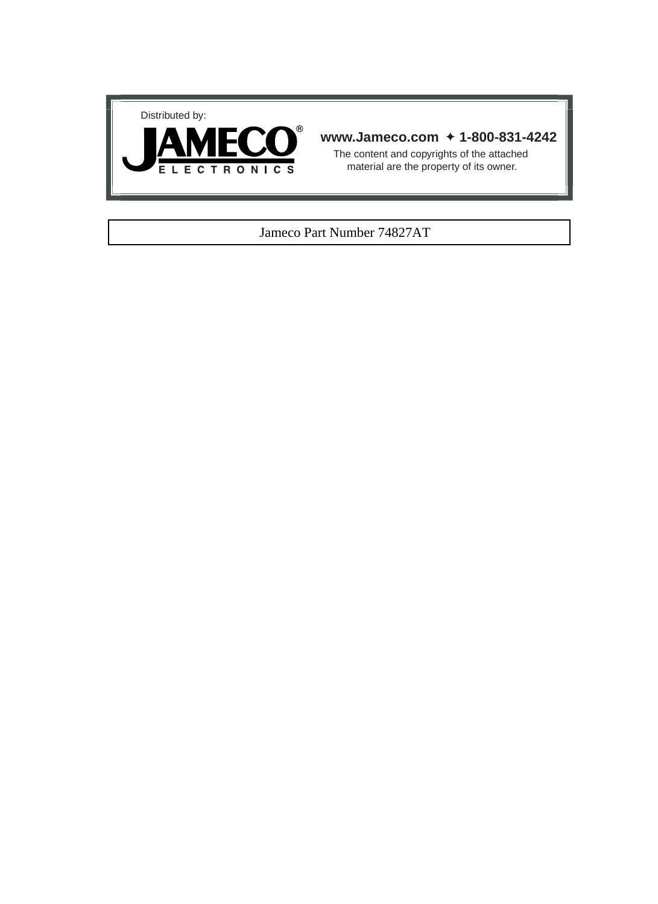Distributed by:

**JAMECO® ELECTRONICS**

**www.Jameco.com ✦ 1-800-831-4242**

The content and copyrights of the attached material are the property of its owner.

Jameco Part Number 74827AT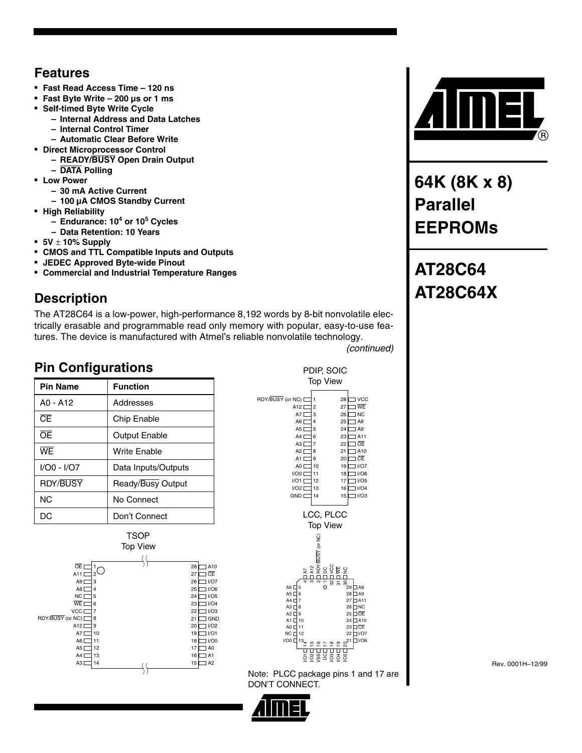## Features

- **Fast Read Access Time – 120 ns**
- **Fast Byte Write – 200 µs or 1 ms**
- **Self-timed Byte Write Cycle**
  - **Internal Address and Data Latches**
  - **Internal Control Timer**
  - **Automatic Clear Before Write**
- **Direct Microprocessor Control**
  - **READY/BUSY Open Drain Output**
  - **DATA Polling**
- **Low Power**
  - **30 mA Active Current**
  - **100 µA CMOS Standby Current**
- **High Reliability**
  - **Endurance: $10^4$ or $10^5$ Cycles**
  - **Data Retention: 10 Years**
- **5V ± 10% Supply**
- **CMOS and TTL Compatible Inputs and Outputs**
- **JEDEC Approved Byte-wide Pinout**
- **Commercial and Industrial Temperature Ranges**

# 64K (8K x 8) Parallel EEPROMs

# AT28C64 AT28C64X

## Description

The AT28C64 is a low-power, high-performance 8,192 words by 8-bit nonvolatile electrically erasable and programmable read only memory with popular, easy-to-use features. The device is manufactured with Atmel's reliable nonvolatile technology.

*(continued)*

## Pin Configurations

| Pin Name | Function |
|---|---|
| A0 - A12 | Addresses |
| CE | Chip Enable |
| OE | Output Enable |
| WE | Write Enable |
| I/O0 - I/O7 | Data Inputs/Outputs |
| RDY/BUSY | Ready/Busy Output |
| NC | No Connect |
| DC | Don't Connect |

### PDIP, SOIC Top View

| Pin | Name | Pin | Name |
|---|---|---|---|
| 1 | RDY/BUSY (or NC) | 28 | VCC |
| 2 | A12 | 27 | WE |
| 3 | A7 | 26 | NC |
| 4 | A6 | 25 | A8 |
| 5 | A5 | 24 | A9 |
| 6 | A4 | 23 | A11 |
| 7 | A3 | 22 | OE |
| 8 | A2 | 21 | A10 |
| 9 | A1 | 20 | CE |
| 10 | A0 | 19 | I/O7 |
| 11 | I/O0 | 18 | I/O6 |
| 12 | I/O1 | 17 | I/O5 |
| 13 | I/O2 | 16 | I/O4 |
| 14 | GND | 15 | I/O3 |

### TSOP Top View

| Pin | Name | Pin | Name |
|---|---|---|---|
| 1 | OE | 28 | A10 |
| 2 | A11 | 27 | CE |
| 3 | A9 | 26 | I/O7 |
| 4 | A8 | 25 | I/O6 |
| 5 | NC | 24 | I/O5 |
| 6 | WE | 23 | I/O4 |
| 7 | VCC | 22 | I/O3 |
| 8 | RDY/BUSY (or NC) | 21 | GND |
| 9 | A12 | 20 | I/O2 |
| 10 | A7 | 19 | I/O1 |
| 11 | A6 | 18 | I/O0 |
| 12 | A5 | 17 | A0 |
| 13 | A4 | 16 | A1 |
| 14 | A3 | 15 | A2 |

### LCC, PLCC Top View

| Pin | Name | Pin | Name |
|---|---|---|---|
| 1 | DC | 17 | DC |
| 2 | RDY/BUSY (or NC) | 18 | I/O3 |
| 3 | A12 | 19 | I/O4 |
| 4 | A7 | 20 | I/O5 |
| 5 | A6 | 21 | I/O6 |
| 6 | A5 | 22 | I/O7 |
| 7 | A4 | 23 | CE |
| 8 | A3 | 24 | A10 |
| 9 | A2 | 25 | OE |
| 10 | A1 | 26 | NC |
| 11 | A0 | 27 | A11 |
| 12 | NC | 28 | A9 |
| 13 | I/O0 | 29 | A8 |
| 14 | I/O1 | 30 | NC |
| 15 | I/O2 | 31 | WE |
| 16 | VSS | 32 | VCC |

Note: PLCC package pins 1 and 17 are DON'T CONNECT.

Rev. 0001H–12/99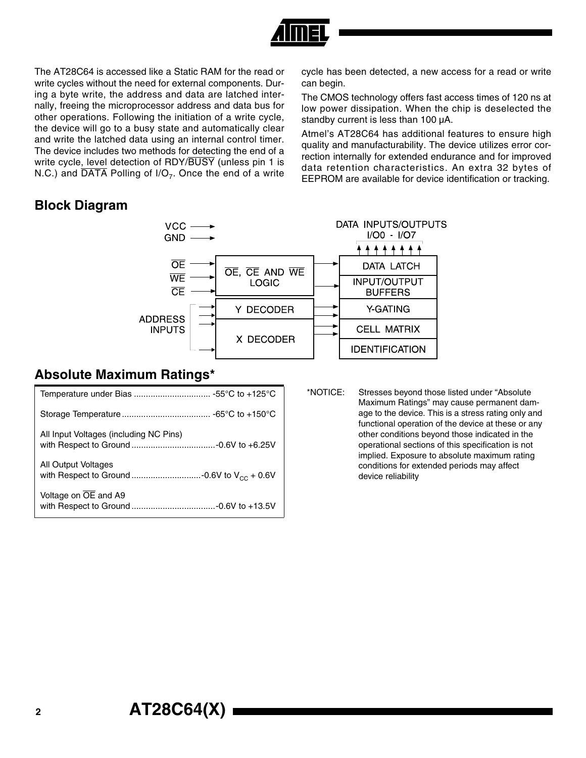The AT28C64 is accessed like a Static RAM for the read or write cycles without the need for external components. During a byte write, the address and data are latched internally, freeing the microprocessor address and data bus for other operations. Following the initiation of a write cycle, the device will go to a busy state and automatically clear and write the latched data using an internal control timer. The device includes two methods for detecting the end of a write cycle, level detection of RDY/BUSY (unless pin 1 is N.C.) and DATA Polling of I/$O_7$. Once the end of a write cycle has been detected, a new access for a read or write can begin.

The CMOS technology offers fast access times of 120 ns at low power dissipation. When the chip is deselected the standby current is less than 100 µA.

Atmel's AT28C64 has additional features to ensure high quality and manufacturability. The device utilizes error correction internally for extended endurance and for improved data retention characteristics. An extra 32 bytes of EEPROM are available for device identification or tracking.

## Block Diagram

VCC, GND

OE, WE, CE → OE, CE AND WE LOGIC

ADDRESS INPUTS → Y DECODER, X DECODER

DATA INPUTS/OUTPUTS I/O0 - I/O7

DATA LATCH

INPUT/OUTPUT BUFFERS

Y-GATING

CELL MATRIX

IDENTIFICATION

## Absolute Maximum Ratings*

| Parameter | Rating |
|---|---|
| Temperature under Bias | -55°C to +125°C |
| Storage Temperature | -65°C to +150°C |
| All Input Voltages (including NC Pins) with Respect to Ground | -0.6V to +6.25V |
| All Output Voltages with Respect to Ground | -0.6V to $V_{CC}$ + 0.6V |
| Voltage on OE and A9 with Respect to Ground | -0.6V to +13.5V |

*NOTICE: Stresses beyond those listed under "Absolute Maximum Ratings" may cause permanent damage to the device. This is a stress rating only and functional operation of the device at these or any other conditions beyond those indicated in the operational sections of this specification is not implied. Exposure to absolute maximum rating conditions for extended periods may affect device reliability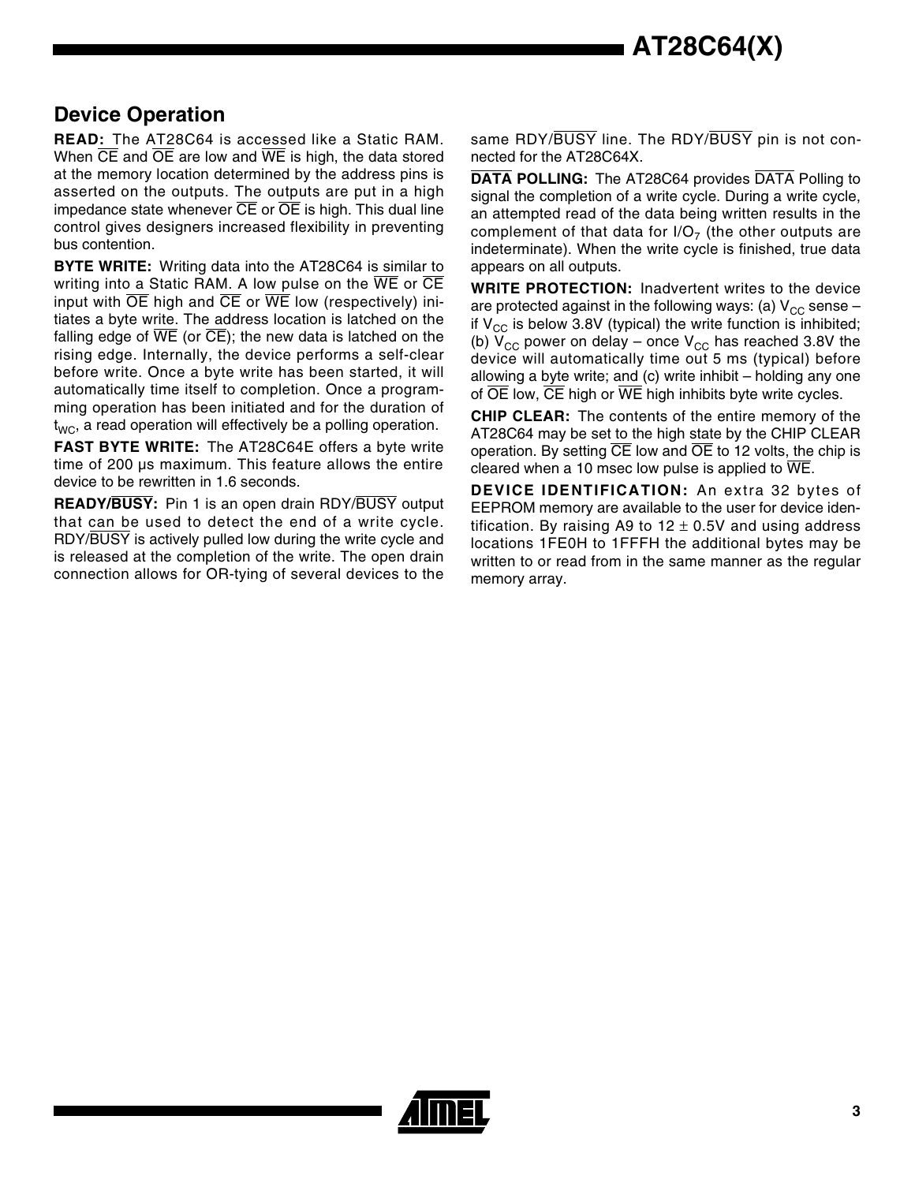## Device Operation

**READ:** The AT28C64 is accessed like a Static RAM. When $\overline{CE}$ and $\overline{OE}$ are low and $\overline{WE}$ is high, the data stored at the memory location determined by the address pins is asserted on the outputs. The outputs are put in a high impedance state whenever $\overline{CE}$ or $\overline{OE}$ is high. This dual line control gives designers increased flexibility in preventing bus contention.

**BYTE WRITE:** Writing data into the AT28C64 is similar to writing into a Static RAM. A low pulse on the $\overline{WE}$ or $\overline{CE}$ input with $\overline{OE}$ high and $\overline{CE}$ or $\overline{WE}$ low (respectively) initiates a byte write. The address location is latched on the falling edge of $\overline{WE}$ (or $\overline{CE}$); the new data is latched on the rising edge. Internally, the device performs a self-clear before write. Once a byte write has been started, it will automatically time itself to completion. Once a programming operation has been initiated and for the duration of $t_{WC}$, a read operation will effectively be a polling operation.

**FAST BYTE WRITE:** The AT28C64E offers a byte write time of 200 µs maximum. This feature allows the entire device to be rewritten in 1.6 seconds.

**READY/$\overline{\text{BUSY}}$:** Pin 1 is an open drain RDY/$\overline{\text{BUSY}}$ output that can be used to detect the end of a write cycle. RDY/$\overline{\text{BUSY}}$ is actively pulled low during the write cycle and is released at the completion of the write. The open drain connection allows for OR-tying of several devices to the same RDY/$\overline{\text{BUSY}}$ line. The RDY/$\overline{\text{BUSY}}$ pin is not connected for the AT28C64X.

**$\overline{\text{DATA}}$ POLLING:** The AT28C64 provides $\overline{\text{DATA}}$ Polling to signal the completion of a write cycle. During a write cycle, an attempted read of the data being written results in the complement of that data for $I/O_7$ (the other outputs are indeterminate). When the write cycle is finished, true data appears on all outputs.

**WRITE PROTECTION:** Inadvertent writes to the device are protected against in the following ways: (a) $V_{CC}$ sense – if $V_{CC}$ is below 3.8V (typical) the write function is inhibited; (b) $V_{CC}$ power on delay – once $V_{CC}$ has reached 3.8V the device will automatically time out 5 ms (typical) before allowing a byte write; and (c) write inhibit – holding any one of $\overline{OE}$ low, $\overline{CE}$ high or $\overline{WE}$ high inhibits byte write cycles.

**CHIP CLEAR:** The contents of the entire memory of the AT28C64 may be set to the high state by the CHIP CLEAR operation. By setting $\overline{CE}$ low and $\overline{OE}$ to 12 volts, the chip is cleared when a 10 msec low pulse is applied to $\overline{WE}$.

**DEVICE IDENTIFICATION:** An extra 32 bytes of EEPROM memory are available to the user for device identification. By raising A9 to 12 ± 0.5V and using address locations 1FE0H to 1FFFH the additional bytes may be written to or read from in the same manner as the regular memory array.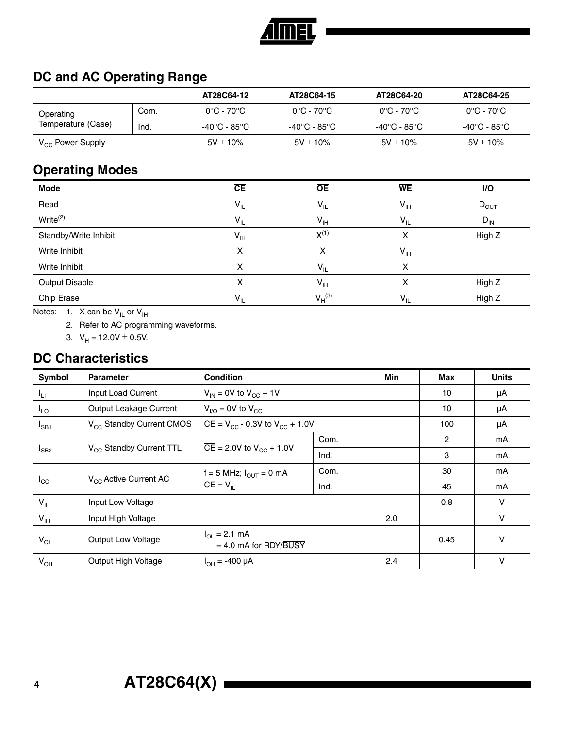## DC and AC Operating Range

| | | AT28C64-12 | AT28C64-15 | AT28C64-20 | AT28C64-25 |
|---|---|---|---|---|---|
| Operating Temperature (Case) | Com. | 0°C - 70°C | 0°C - 70°C | 0°C - 70°C | 0°C - 70°C |
| | Ind. | -40°C - 85°C | -40°C - 85°C | -40°C - 85°C | -40°C - 85°C |
| $V_{CC}$ Power Supply | | 5V ± 10% | 5V ± 10% | 5V ± 10% | 5V ± 10% |

## Operating Modes

| Mode | $\overline{CE}$ | $\overline{OE}$ | $\overline{WE}$ | I/O |
|---|---|---|---|---|
| Read | $V_{IL}$ | $V_{IL}$ | $V_{IH}$ | $D_{OUT}$ |
| Write[2] | $V_{IL}$ | $V_{IH}$ | $V_{IL}$ | $D_{IN}$ |
| Standby/Write Inhibit | $V_{IH}$ | X[1] | X | High Z |
| Write Inhibit | X | X | $V_{IH}$ | |
| Write Inhibit | X | $V_{IL}$ | X | |
| Output Disable | X | $V_{IH}$ | X | High Z |
| Chip Erase | $V_{IL}$ | $V_H$[3] | $V_{IL}$ | High Z |

Notes: 1. X can be $V_{IL}$ or $V_{IH}$.

2. Refer to AC programming waveforms.

3. $V_H$ = 12.0V ± 0.5V.

## DC Characteristics

| Symbol | Parameter | Condition | | Min | Max | Units |
|---|---|---|---|---|---|---|
| $I_{LI}$ | Input Load Current | $V_{IN}$ = 0V to $V_{CC}$ + 1V | | | 10 | µA |
| $I_{LO}$ | Output Leakage Current | $V_{I/O}$ = 0V to $V_{CC}$ | | | 10 | µA |
| $I_{SB1}$ | $V_{CC}$ Standby Current CMOS | $\overline{CE}$ = $V_{CC}$ - 0.3V to $V_{CC}$ + 1.0V | | | 100 | µA |
| $I_{SB2}$ | $V_{CC}$ Standby Current TTL | $\overline{CE}$ = 2.0V to $V_{CC}$ + 1.0V | Com. | | 2 | mA |
| | | | Ind. | | 3 | mA |
| $I_{CC}$ | $V_{CC}$ Active Current AC | f = 5 MHz; $I_{OUT}$ = 0 mA $\overline{CE}$ = $V_{IL}$ | Com. | | 30 | mA |
| | | | Ind. | | 45 | mA |
| $V_{IL}$ | Input Low Voltage | | | | 0.8 | V |
| $V_{IH}$ | Input High Voltage | | | 2.0 | | V |
| $V_{OL}$ | Output Low Voltage | $I_{OL}$ = 2.1 mA = 4.0 mA for RDY/$\overline{BUSY}$ | | | 0.45 | V |
| $V_{OH}$ | Output High Voltage | $I_{OH}$ = -400 µA | | 2.4 | | V |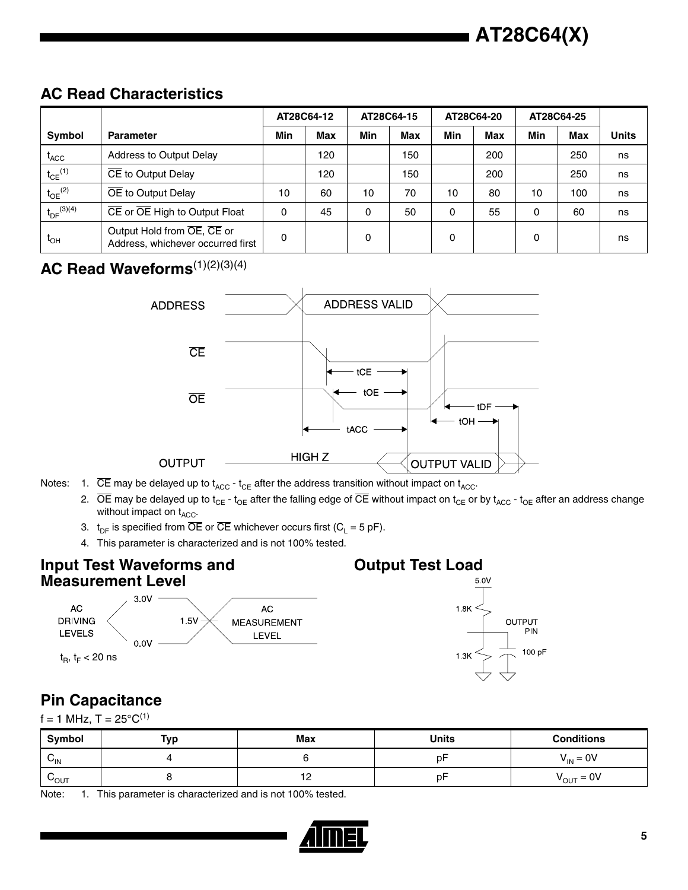## AC Read Characteristics

| Symbol | Parameter | AT28C64-12 | | AT28C64-15 | | AT28C64-20 | | AT28C64-25 | | Units |
|---|---|---|---|---|---|---|---|---|---|---|
| | | Min | Max | Min | Max | Min | Max | Min | Max | |
| $t_{ACC}$ | Address to Output Delay | | 120 | | 150 | | 200 | | 250 | ns |
| $t_{CE}$[1] | $\overline{CE}$ to Output Delay | | 120 | | 150 | | 200 | | 250 | ns |
| $t_{OE}$[2] | $\overline{OE}$ to Output Delay | 10 | 60 | 10 | 70 | 10 | 80 | 10 | 100 | ns |
| $t_{DF}$[3][4] | $\overline{CE}$ or $\overline{OE}$ High to Output Float | 0 | 45 | 0 | 50 | 0 | 55 | 0 | 60 | ns |
| $t_{OH}$ | Output Hold from $\overline{OE}$, $\overline{CE}$ or Address, whichever occurred first | 0 | | 0 | | 0 | | 0 | | ns |

## AC Read Waveforms[1][2][3][4]

ADDRESS — ADDRESS VALID

$\overline{CE}$ — tCE

$\overline{OE}$ — tOE — tDF — tOH

tACC

OUTPUT — HIGH Z — OUTPUT VALID

Notes:
1. $\overline{CE}$ may be delayed up to $t_{ACC}$ - $t_{CE}$ after the address transition without impact on $t_{ACC}$.
2. $\overline{OE}$ may be delayed up to $t_{CE}$ - $t_{OE}$ after the falling edge of $\overline{CE}$ without impact on $t_{CE}$ or by $t_{ACC}$ - $t_{OE}$ after an address change without impact on $t_{ACC}$.
3. $t_{DF}$ is specified from $\overline{OE}$ or $\overline{CE}$ whichever occurs first ($C_L$ = 5 pF).
4. This parameter is characterized and is not 100% tested.

## Input Test Waveforms and Measurement Level

AC DRIVING LEVELS: 3.0V, 0.0V

AC MEASUREMENT LEVEL: 1.5V

$t_R$, $t_F$ < 20 ns

## Output Test Load

5.0V

1.8K

OUTPUT PIN

1.3K

100 pF

## Pin Capacitance

f = 1 MHz, T = 25°C[1]

| Symbol | Typ | Max | Units | Conditions |
|---|---|---|---|---|
| $C_{IN}$ | 4 | 6 | pF | $V_{IN}$ = 0V |
| $C_{OUT}$ | 8 | 12 | pF | $V_{OUT}$ = 0V |

Note: 1. This parameter is characterized and is not 100% tested.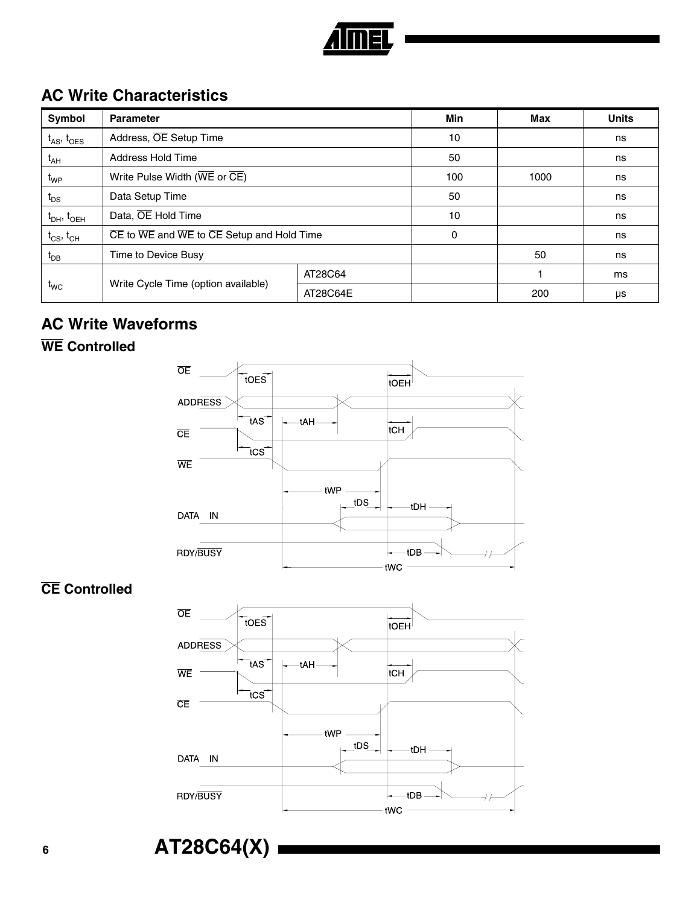## AC Write Characteristics

| Symbol | Parameter | | Min | Max | Units |
|---|---|---|---|---|---|
| $t_{AS}$, $t_{OES}$ | Address, $\overline{OE}$ Setup Time | | 10 | | ns |
| $t_{AH}$ | Address Hold Time | | 50 | | ns |
| $t_{WP}$ | Write Pulse Width ($\overline{WE}$ or $\overline{CE}$) | | 100 | 1000 | ns |
| $t_{DS}$ | Data Setup Time | | 50 | | ns |
| $t_{DH}$, $t_{OEH}$ | Data, $\overline{OE}$ Hold Time | | 10 | | ns |
| $t_{CS}$, $t_{CH}$ | $\overline{CE}$ to $\overline{WE}$ and $\overline{WE}$ to $\overline{CE}$ Setup and Hold Time | | 0 | | ns |
| $t_{DB}$ | Time to Device Busy | | | 50 | ns |
| $t_{WC}$ | Write Cycle Time (option available) | AT28C64 | | 1 | ms |
| | | AT28C64E | | 200 | μs |

## AC Write Waveforms

### $\overline{WE}$ Controlled

### $\overline{CE}$ Controlled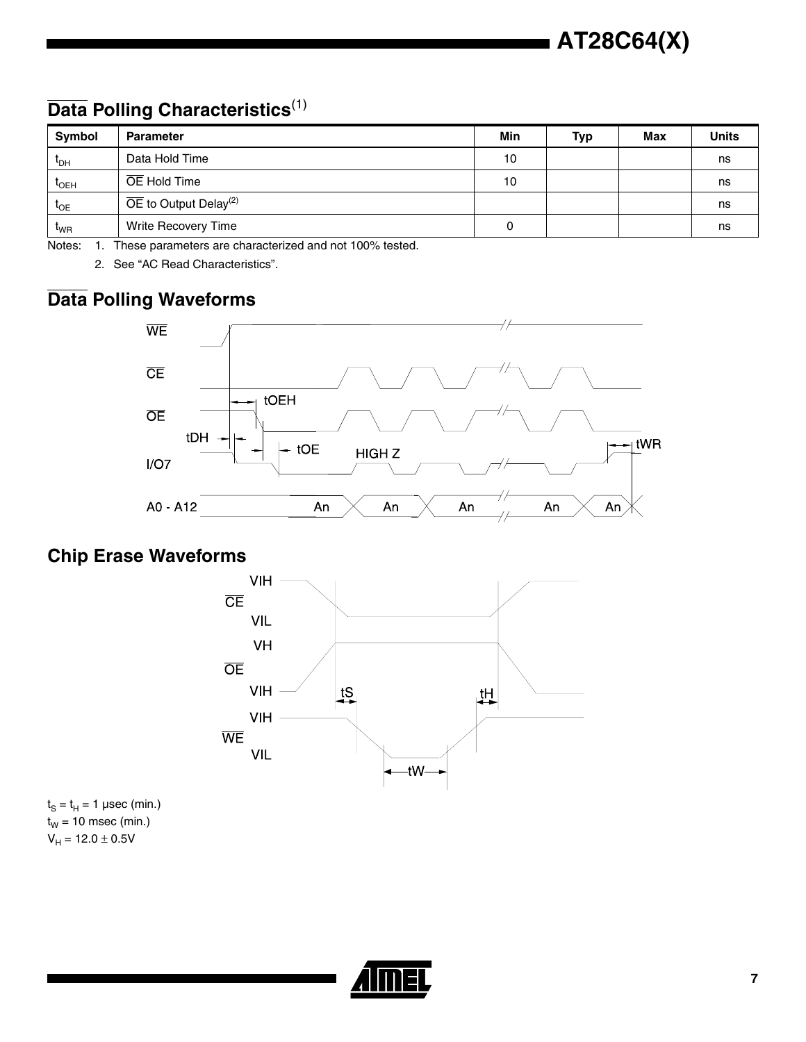## $\overline{\text{Data}}$ Polling Characteristics[1]

| Symbol | Parameter | Min | Typ | Max | Units |
|---|---|---|---|---|---|
| $t_{DH}$ | Data Hold Time | 10 | | | ns |
| $t_{OEH}$ | $\overline{OE}$ Hold Time | 10 | | | ns |
| $t_{OE}$ | $\overline{OE}$ to Output Delay[2] | | | | ns |
| $t_{WR}$ | Write Recovery Time | 0 | | | ns |

Notes: 1. These parameters are characterized and not 100% tested.

2. See "AC Read Characteristics".

## $\overline{\text{Data}}$ Polling Waveforms

## Chip Erase Waveforms

$t_S = t_H = 1$ µsec (min.)

$t_W = 10$ msec (min.)

$V_H = 12.0 \pm 0.5V$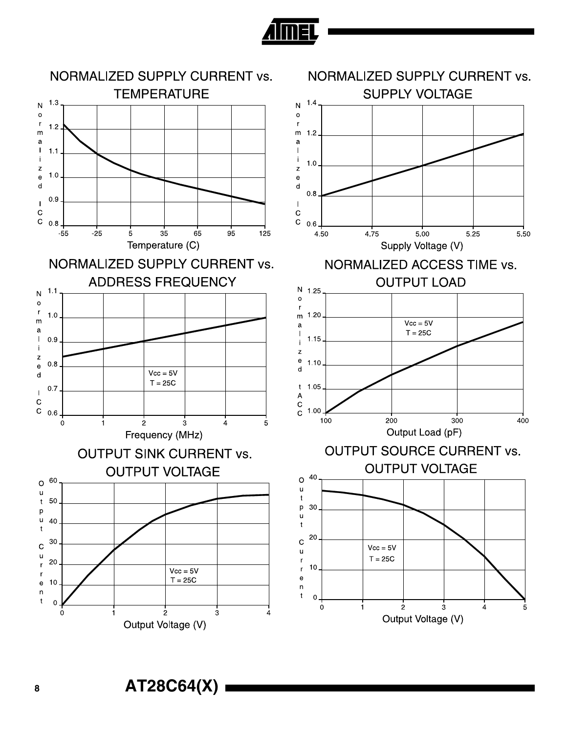## NORMALIZED SUPPLY CURRENT vs. TEMPERATURE

Normalized ICC

1.3
1.2
1.1
1.0
0.9
0.8

-55 -25 5 35 65 95 125

Temperature (C)

## NORMALIZED SUPPLY CURRENT vs. SUPPLY VOLTAGE

Normalized ICC

1.4
1.2
1.0
0.8
0.6

4.50 4.75 5.00 5.25 5.50

Supply Voltage (V)

## NORMALIZED SUPPLY CURRENT vs. ADDRESS FREQUENCY

Normalized ICC

1.1
1.0
0.9
0.8
0.7
0.6

Vcc = 5V
T = 25C

0 1 2 3 4 5

Frequency (MHz)

## NORMALIZED ACCESS TIME vs. OUTPUT LOAD

Normalized tACC

1.25
1.20
1.15
1.10
1.05
1.00

Vcc = 5V
T = 25C

100 200 300 400

Output Load (pF)

## OUTPUT SINK CURRENT vs. OUTPUT VOLTAGE

Output Current

60
50
40
30
20
10
0

Vcc = 5V
T = 25C

0 1 2 3 4

Output Voltage (V)

## OUTPUT SOURCE CURRENT vs. OUTPUT VOLTAGE

Output Current

40
30
20
10
0

Vcc = 5V
T = 25C

0 1 2 3 4 5

Output Voltage (V)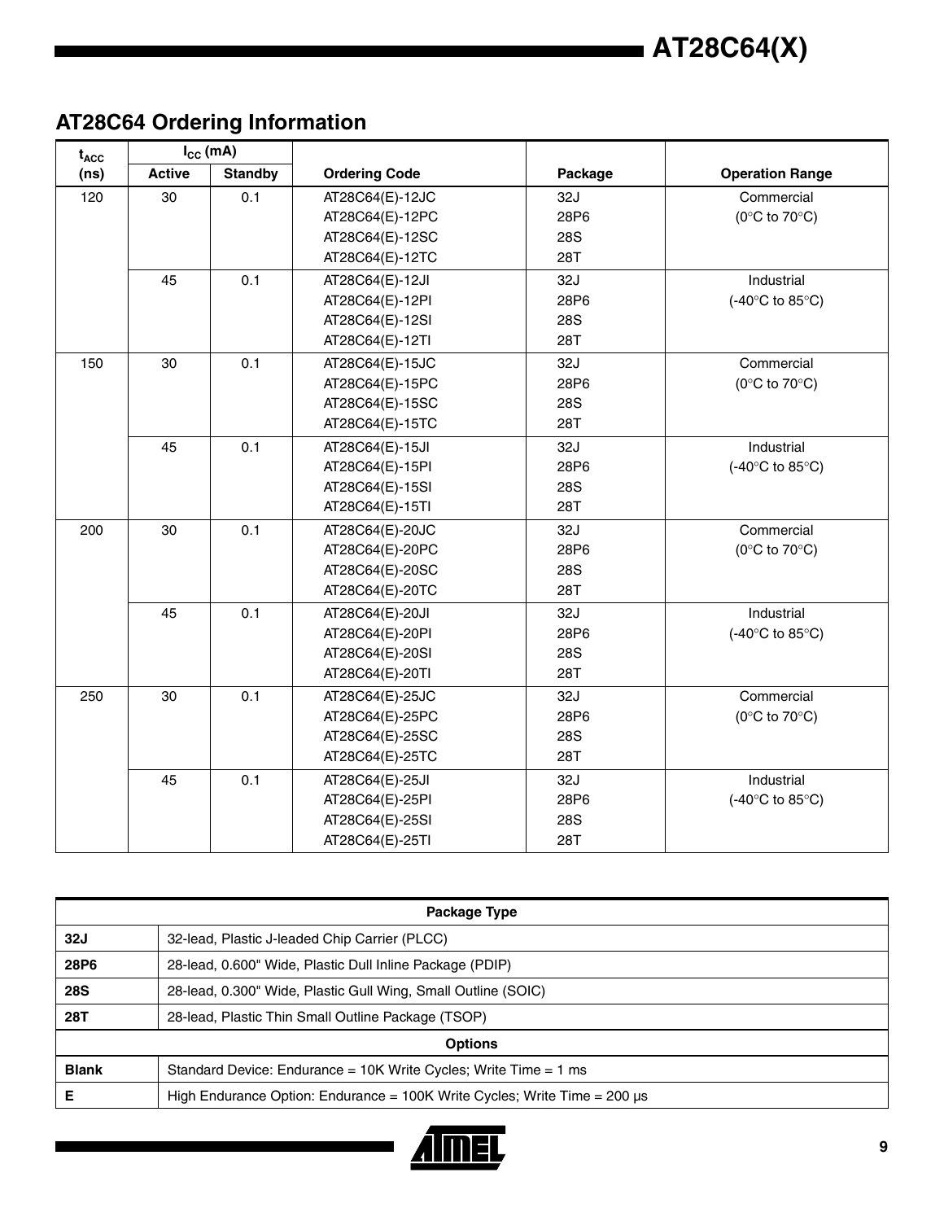## AT28C64 Ordering Information

| $t_{ACC}$ (ns) | $I_{CC}$ (mA) Active | Standby | Ordering Code | Package | Operation Range |
|---|---|---|---|---|---|
| 120 | 30 | 0.1 | AT28C64(E)-12JC<br>AT28C64(E)-12PC<br>AT28C64(E)-12SC<br>AT28C64(E)-12TC | 32J<br>28P6<br>28S<br>28T | Commercial<br>(0°C to 70°C) |
| | 45 | 0.1 | AT28C64(E)-12JI<br>AT28C64(E)-12PI<br>AT28C64(E)-12SI<br>AT28C64(E)-12TI | 32J<br>28P6<br>28S<br>28T | Industrial<br>(-40°C to 85°C) |
| 150 | 30 | 0.1 | AT28C64(E)-15JC<br>AT28C64(E)-15PC<br>AT28C64(E)-15SC<br>AT28C64(E)-15TC | 32J<br>28P6<br>28S<br>28T | Commercial<br>(0°C to 70°C) |
| | 45 | 0.1 | AT28C64(E)-15JI<br>AT28C64(E)-15PI<br>AT28C64(E)-15SI<br>AT28C64(E)-15TI | 32J<br>28P6<br>28S<br>28T | Industrial<br>(-40°C to 85°C) |
| 200 | 30 | 0.1 | AT28C64(E)-20JC<br>AT28C64(E)-20PC<br>AT28C64(E)-20SC<br>AT28C64(E)-20TC | 32J<br>28P6<br>28S<br>28T | Commercial<br>(0°C to 70°C) |
| | 45 | 0.1 | AT28C64(E)-20JI<br>AT28C64(E)-20PI<br>AT28C64(E)-20SI<br>AT28C64(E)-20TI | 32J<br>28P6<br>28S<br>28T | Industrial<br>(-40°C to 85°C) |
| 250 | 30 | 0.1 | AT28C64(E)-25JC<br>AT28C64(E)-25PC<br>AT28C64(E)-25SC<br>AT28C64(E)-25TC | 32J<br>28P6<br>28S<br>28T | Commercial<br>(0°C to 70°C) |
| | 45 | 0.1 | AT28C64(E)-25JI<br>AT28C64(E)-25PI<br>AT28C64(E)-25SI<br>AT28C64(E)-25TI | 32J<br>28P6<br>28S<br>28T | Industrial<br>(-40°C to 85°C) |

| Package Type | |
|---|---|
| **32J** | 32-lead, Plastic J-leaded Chip Carrier (PLCC) |
| **28P6** | 28-lead, 0.600" Wide, Plastic Dull Inline Package (PDIP) |
| **28S** | 28-lead, 0.300" Wide, Plastic Gull Wing, Small Outline (SOIC) |
| **28T** | 28-lead, Plastic Thin Small Outline Package (TSOP) |
| **Options** | |
| **Blank** | Standard Device: Endurance = 10K Write Cycles; Write Time = 1 ms |
| **E** | High Endurance Option: Endurance = 100K Write Cycles; Write Time = 200 µs |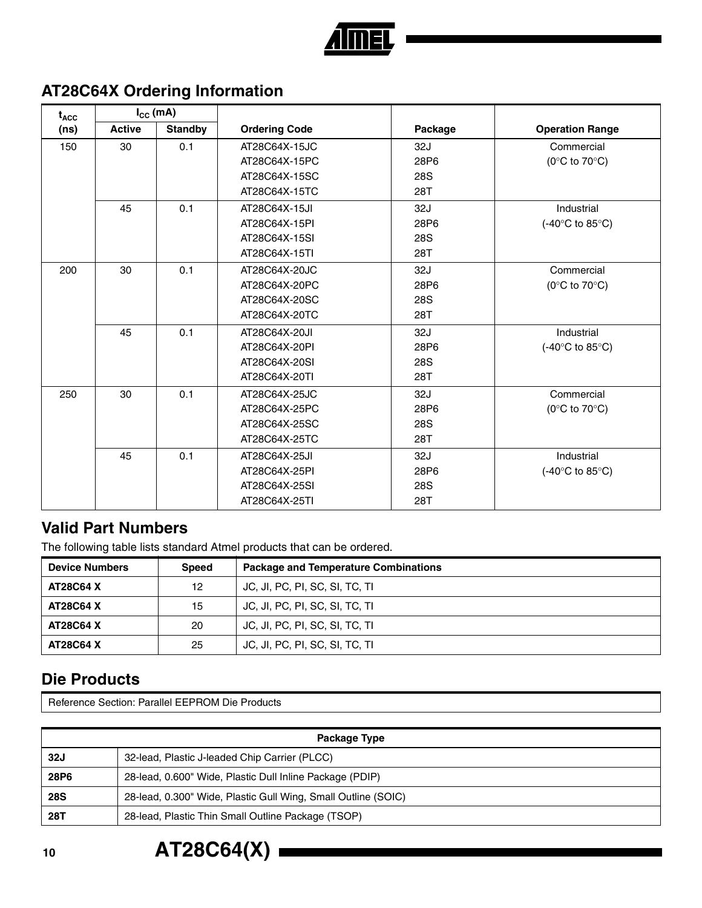## AT28C64X Ordering Information

| $t_{ACC}$ (ns) | $I_{CC}$ (mA) Active | Standby | Ordering Code | Package | Operation Range |
|---|---|---|---|---|---|
| 150 | 30 | 0.1 | AT28C64X-15JC<br>AT28C64X-15PC<br>AT28C64X-15SC<br>AT28C64X-15TC | 32J<br>28P6<br>28S<br>28T | Commercial<br>(0°C to 70°C) |
| | 45 | 0.1 | AT28C64X-15JI<br>AT28C64X-15PI<br>AT28C64X-15SI<br>AT28C64X-15TI | 32J<br>28P6<br>28S<br>28T | Industrial<br>(-40°C to 85°C) |
| 200 | 30 | 0.1 | AT28C64X-20JC<br>AT28C64X-20PC<br>AT28C64X-20SC<br>AT28C64X-20TC | 32J<br>28P6<br>28S<br>28T | Commercial<br>(0°C to 70°C) |
| | 45 | 0.1 | AT28C64X-20JI<br>AT28C64X-20PI<br>AT28C64X-20SI<br>AT28C64X-20TI | 32J<br>28P6<br>28S<br>28T | Industrial<br>(-40°C to 85°C) |
| 250 | 30 | 0.1 | AT28C64X-25JC<br>AT28C64X-25PC<br>AT28C64X-25SC<br>AT28C64X-25TC | 32J<br>28P6<br>28S<br>28T | Commercial<br>(0°C to 70°C) |
| | 45 | 0.1 | AT28C64X-25JI<br>AT28C64X-25PI<br>AT28C64X-25SI<br>AT28C64X-25TI | 32J<br>28P6<br>28S<br>28T | Industrial<br>(-40°C to 85°C) |

## Valid Part Numbers

The following table lists standard Atmel products that can be ordered.

| Device Numbers | Speed | Package and Temperature Combinations |
|---|---|---|
| **AT28C64 X** | 12 | JC, JI, PC, PI, SC, SI, TC, TI |
| **AT28C64 X** | 15 | JC, JI, PC, PI, SC, SI, TC, TI |
| **AT28C64 X** | 20 | JC, JI, PC, PI, SC, SI, TC, TI |
| **AT28C64 X** | 25 | JC, JI, PC, PI, SC, SI, TC, TI |

## Die Products

Reference Section: Parallel EEPROM Die Products

| Package Type | |
|---|---|
| **32J** | 32-lead, Plastic J-leaded Chip Carrier (PLCC) |
| **28P6** | 28-lead, 0.600" Wide, Plastic Dull Inline Package (PDIP) |
| **28S** | 28-lead, 0.300" Wide, Plastic Gull Wing, Small Outline (SOIC) |
| **28T** | 28-lead, Plastic Thin Small Outline Package (TSOP) |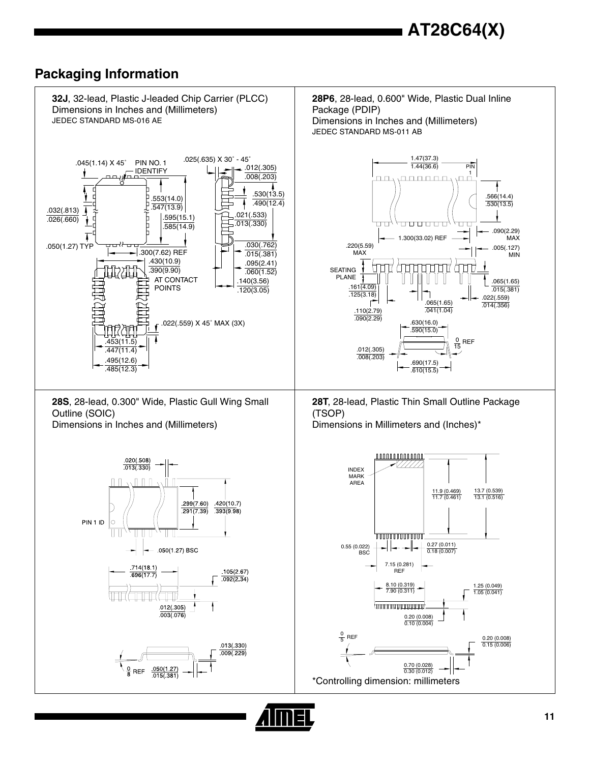## Packaging Information

**32J**, 32-lead, Plastic J-leaded Chip Carrier (PLCC)
Dimensions in Inches and (Millimeters)
JEDEC STANDARD MS-016 AE

.045(1.14) X 45˚ PIN NO. 1 IDENTIFY
.025(.635) X 30˚ - 45˚
.012(.305) / .008(.203)
.553(14.0) / .547(13.9)
.530(13.5) / .490(12.4)
.032(.813) / .026(.660)
.595(15.1) / .585(14.9)
.021(.533) / .013(.330)
.050(1.27) TYP
.300(7.62) REF
.030(.762) / .015(.381)
.430(10.9) / .390(9.90) AT CONTACT POINTS
.095(2.41) / .060(1.52)
.140(3.56) / .120(3.05)
.022(.559) X 45˚ MAX (3X)
.453(11.5) / .447(11.4)
.495(12.6) / .485(12.3)

**28P6**, 28-lead, 0.600" Wide, Plastic Dual Inline Package (PDIP)
Dimensions in Inches and (Millimeters)
JEDEC STANDARD MS-011 AB

1.47(37.3) / 1.44(36.6)
PIN 1
.566(14.4) / .530(13.5)
.090(2.29) MAX
1.300(33.02) REF
.220(5.59) MAX
.005(.127) MIN
SEATING PLANE
.065(1.65) / .015(.381)
.161(4.09) / .125(3.18)
.022(.559) / .014(.356)
.065(1.65) / .041(1.04)
.110(2.79) / .090(2.29)
.630(16.0) / .590(15.0)
0 / 15 REF
.012(.305) / .008(.203)
.690(17.5) / .610(15.5)

**28S**, 28-lead, 0.300" Wide, Plastic Gull Wing Small Outline (SOIC)
Dimensions in Inches and (Millimeters)

.020(.508) / .013(.330)
.299(7.60) / .291(7.39)
.420(10.7) / .393(9.98)
PIN 1 ID
.050(1.27) BSC
.714(18.1) / .696(17.7)
.105(2.67) / .092(2.34)
.012(.305) / .003(.076)
.013(.330) / .009(.229)
0 / 8 REF
.050(1.27) / .015(.381)

**28T**, 28-lead, Plastic Thin Small Outline Package (TSOP)
Dimensions in Millimeters and (Inches)*

INDEX MARK AREA
11.9 (0.469) / 11.7 (0.461)
13.7 (0.539) / 13.1 (0.516)
0.55 (0.022) BSC
0.27 (0.011) / 0.18 (0.007)
7.15 (0.281) REF
8.10 (0.319) / 7.90 (0.311)
1.25 (0.049) / 1.05 (0.041)
0.20 (0.008) / 0.10 (0.004)
0 / 5 REF
0.20 (0.008) / 0.15 (0.006)
0.70 (0.028) / 0.30 (0.012)

*Controlling dimension: millimeters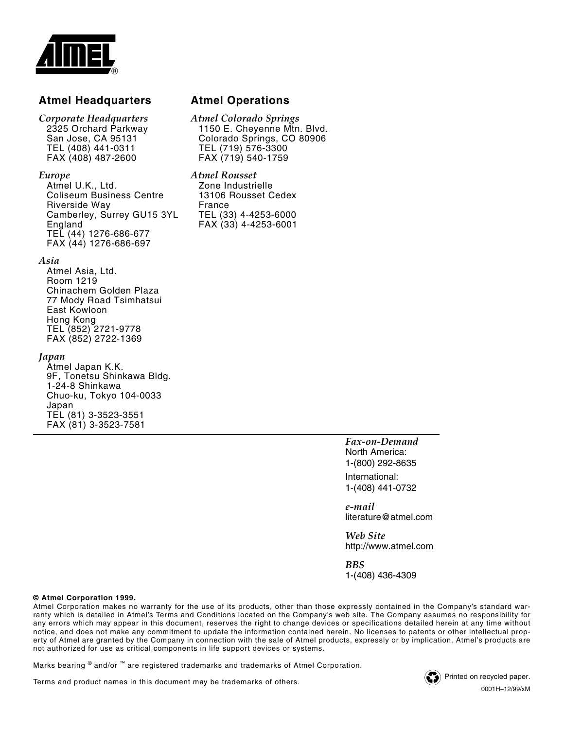## Atmel Headquarters

*Corporate Headquarters*
2325 Orchard Parkway
San Jose, CA 95131
TEL (408) 441-0311
FAX (408) 487-2600

*Europe*
Atmel U.K., Ltd.
Coliseum Business Centre
Riverside Way
Camberley, Surrey GU15 3YL
England
TEL (44) 1276-686-677
FAX (44) 1276-686-697

*Asia*
Atmel Asia, Ltd.
Room 1219
Chinachem Golden Plaza
77 Mody Road Tsimhatsui
East Kowloon
Hong Kong
TEL (852) 2721-9778
FAX (852) 2722-1369

*Japan*
Atmel Japan K.K.
9F, Tonetsu Shinkawa Bldg.
1-24-8 Shinkawa
Chuo-ku, Tokyo 104-0033
Japan
TEL (81) 3-3523-3551
FAX (81) 3-3523-7581

## Atmel Operations

*Atmel Colorado Springs*
1150 E. Cheyenne Mtn. Blvd.
Colorado Springs, CO 80906
TEL (719) 576-3300
FAX (719) 540-1759

*Atmel Rousset*
Zone Industrielle
13106 Rousset Cedex
France
TEL (33) 4-4253-6000
FAX (33) 4-4253-6001

---

*Fax-on-Demand*
North America:
1-(800) 292-8635

International:
1-(408) 441-0732

*e-mail*
literature@atmel.com

*Web Site*
http://www.atmel.com

*BBS*
1-(408) 436-4309

**© Atmel Corporation 1999.**
Atmel Corporation makes no warranty for the use of its products, other than those expressly contained in the Company's standard warranty which is detailed in Atmel's Terms and Conditions located on the Company's web site. The Company assumes no responsibility for any errors which may appear in this document, reserves the right to change devices or specifications detailed herein at any time without notice, and does not make any commitment to update the information contained herein. No licenses to patents or other intellectual property of Atmel are granted by the Company in connection with the sale of Atmel products, expressly or by implication. Atmel's products are not authorized for use as critical components in life support devices or systems.

Marks bearing ® and/or ™ are registered trademarks and trademarks of Atmel Corporation.

Terms and product names in this document may be trademarks of others.

Printed on recycled paper.

0001H–12/99/xM